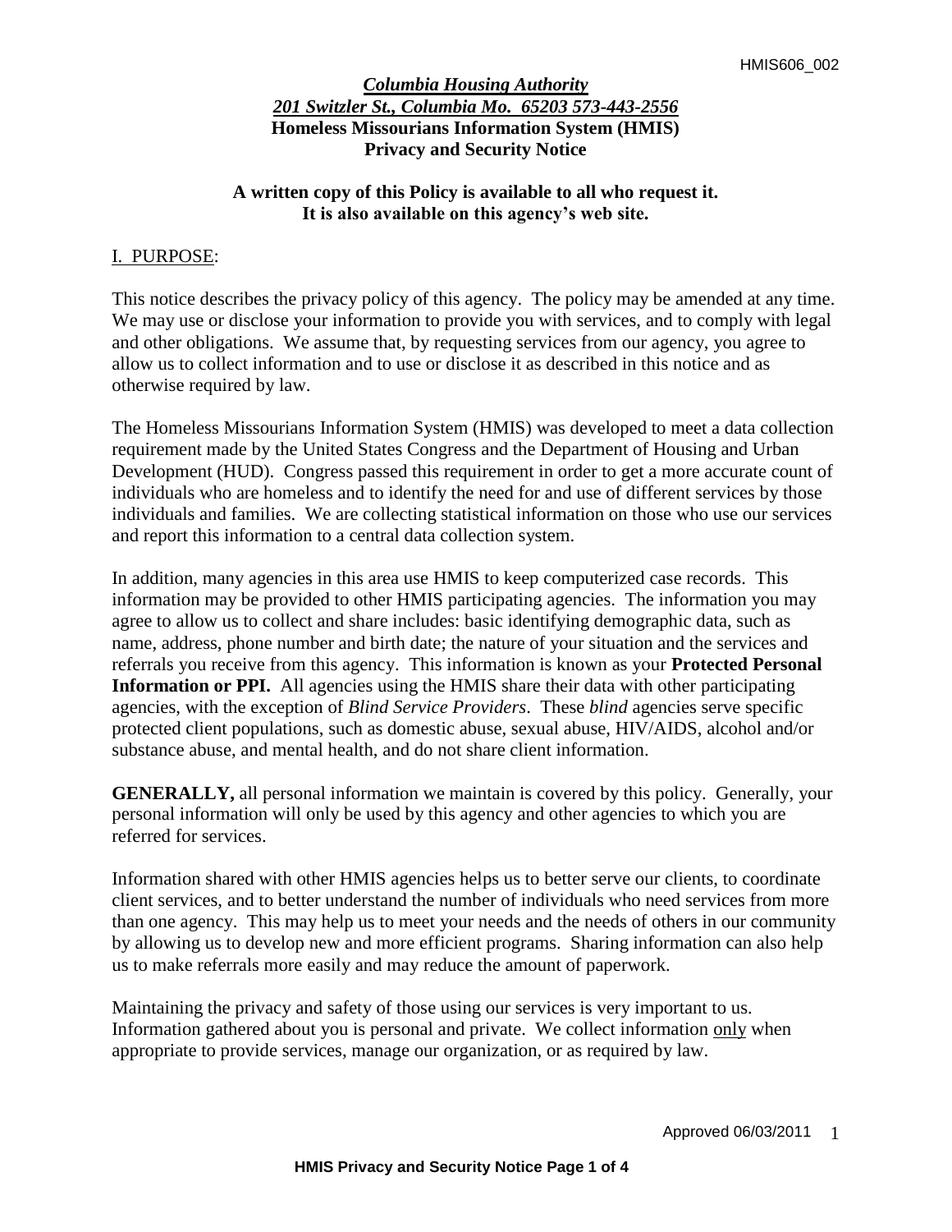***Columbia Housing Authority***
***201 Switzler St., Columbia Mo. 65203 573-443-2556***

# Homeless Missourians Information System (HMIS)
# Privacy and Security Notice

**A written copy of this Policy is available to all who request it.**
**It is also available on this agency's web site.**

## I. PURPOSE:

This notice describes the privacy policy of this agency. The policy may be amended at any time. We may use or disclose your information to provide you with services, and to comply with legal and other obligations. We assume that, by requesting services from our agency, you agree to allow us to collect information and to use or disclose it as described in this notice and as otherwise required by law.

The Homeless Missourians Information System (HMIS) was developed to meet a data collection requirement made by the United States Congress and the Department of Housing and Urban Development (HUD). Congress passed this requirement in order to get a more accurate count of individuals who are homeless and to identify the need for and use of different services by those individuals and families. We are collecting statistical information on those who use our services and report this information to a central data collection system.

In addition, many agencies in this area use HMIS to keep computerized case records. This information may be provided to other HMIS participating agencies. The information you may agree to allow us to collect and share includes: basic identifying demographic data, such as name, address, phone number and birth date; the nature of your situation and the services and referrals you receive from this agency. This information is known as your **Protected Personal Information or PPI.** All agencies using the HMIS share their data with other participating agencies, with the exception of *Blind Service Providers*. These *blind* agencies serve specific protected client populations, such as domestic abuse, sexual abuse, HIV/AIDS, alcohol and/or substance abuse, and mental health, and do not share client information.

**GENERALLY,** all personal information we maintain is covered by this policy. Generally, your personal information will only be used by this agency and other agencies to which you are referred for services.

Information shared with other HMIS agencies helps us to better serve our clients, to coordinate client services, and to better understand the number of individuals who need services from more than one agency. This may help us to meet your needs and the needs of others in our community by allowing us to develop new and more efficient programs. Sharing information can also help us to make referrals more easily and may reduce the amount of paperwork.

Maintaining the privacy and safety of those using our services is very important to us. Information gathered about you is personal and private. We collect information only when appropriate to provide services, manage our organization, or as required by law.

Approved 06/03/2011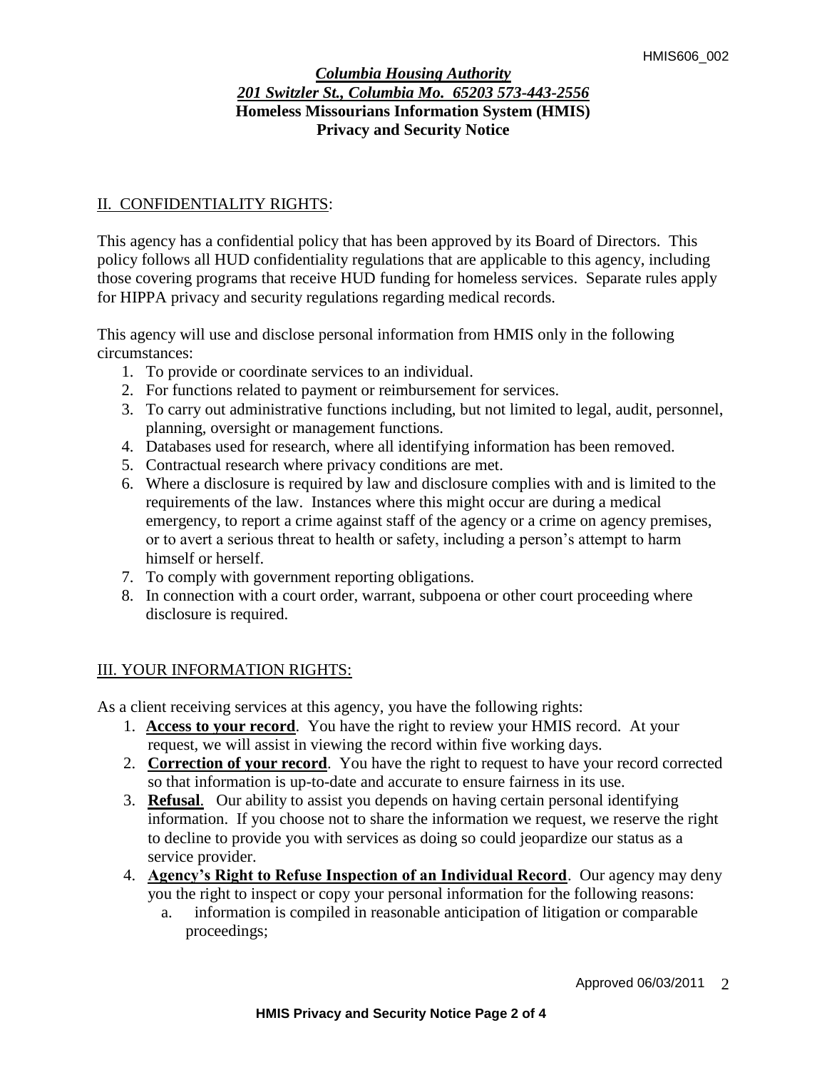*Columbia Housing Authority*
*201 Switzler St., Columbia Mo. 65203 573-443-2556*
**Homeless Missourians Information System (HMIS)**
**Privacy and Security Notice**

## II. CONFIDENTIALITY RIGHTS:

This agency has a confidential policy that has been approved by its Board of Directors. This policy follows all HUD confidentiality regulations that are applicable to this agency, including those covering programs that receive HUD funding for homeless services. Separate rules apply for HIPPA privacy and security regulations regarding medical records.

This agency will use and disclose personal information from HMIS only in the following circumstances:

1. To provide or coordinate services to an individual.
2. For functions related to payment or reimbursement for services.
3. To carry out administrative functions including, but not limited to legal, audit, personnel, planning, oversight or management functions.
4. Databases used for research, where all identifying information has been removed.
5. Contractual research where privacy conditions are met.
6. Where a disclosure is required by law and disclosure complies with and is limited to the requirements of the law. Instances where this might occur are during a medical emergency, to report a crime against staff of the agency or a crime on agency premises, or to avert a serious threat to health or safety, including a person's attempt to harm himself or herself.
7. To comply with government reporting obligations.
8. In connection with a court order, warrant, subpoena or other court proceeding where disclosure is required.

## III. YOUR INFORMATION RIGHTS:

As a client receiving services at this agency, you have the following rights:

1. **Access to your record**. You have the right to review your HMIS record. At your request, we will assist in viewing the record within five working days.
2. **Correction of your record**. You have the right to request to have your record corrected so that information is up-to-date and accurate to ensure fairness in its use.
3. **Refusal**. Our ability to assist you depends on having certain personal identifying information. If you choose not to share the information we request, we reserve the right to decline to provide you with services as doing so could jeopardize our status as a service provider.
4. **Agency's Right to Refuse Inspection of an Individual Record**. Our agency may deny you the right to inspect or copy your personal information for the following reasons:
   a. information is compiled in reasonable anticipation of litigation or comparable proceedings;

Approved 06/03/2011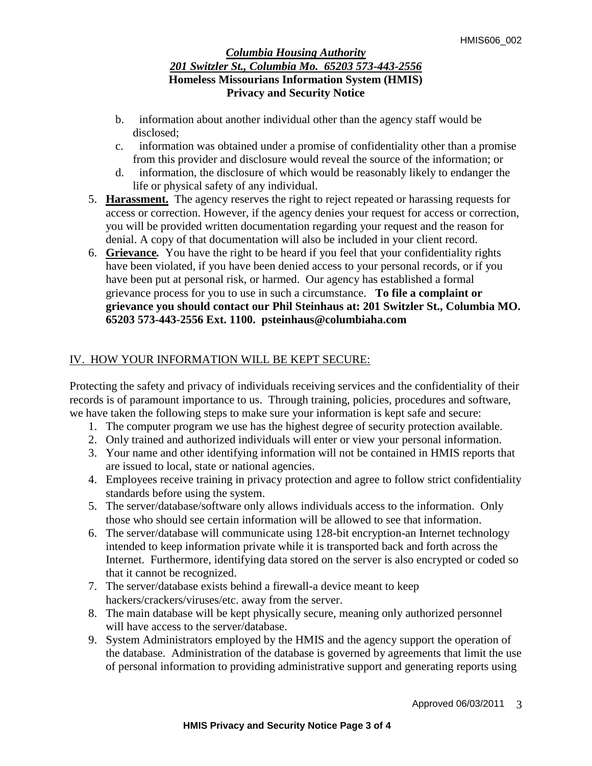b. information about another individual other than the agency staff would be disclosed;

c. information was obtained under a promise of confidentiality other than a promise from this provider and disclosure would reveal the source of the information; or

d. information, the disclosure of which would be reasonably likely to endanger the life or physical safety of any individual.

5. **Harassment.** The agency reserves the right to reject repeated or harassing requests for access or correction. However, if the agency denies your request for access or correction, you will be provided written documentation regarding your request and the reason for denial. A copy of that documentation will also be included in your client record.
6. **Grievance.** You have the right to be heard if you feel that your confidentiality rights have been violated, if you have been denied access to your personal records, or if you have been put at personal risk, or harmed. Our agency has established a formal grievance process for you to use in such a circumstance. **To file a complaint or grievance you should contact our Phil Steinhaus at: 201 Switzler St., Columbia MO. 65203 573-443-2556 Ext. 1100. psteinhaus@columbiaha.com**

## IV. HOW YOUR INFORMATION WILL BE KEPT SECURE:

Protecting the safety and privacy of individuals receiving services and the confidentiality of their records is of paramount importance to us. Through training, policies, procedures and software, we have taken the following steps to make sure your information is kept safe and secure:

1. The computer program we use has the highest degree of security protection available.
2. Only trained and authorized individuals will enter or view your personal information.
3. Your name and other identifying information will not be contained in HMIS reports that are issued to local, state or national agencies.
4. Employees receive training in privacy protection and agree to follow strict confidentiality standards before using the system.
5. The server/database/software only allows individuals access to the information. Only those who should see certain information will be allowed to see that information.
6. The server/database will communicate using 128-bit encryption-an Internet technology intended to keep information private while it is transported back and forth across the Internet. Furthermore, identifying data stored on the server is also encrypted or coded so that it cannot be recognized.
7. The server/database exists behind a firewall-a device meant to keep hackers/crackers/viruses/etc. away from the server.
8. The main database will be kept physically secure, meaning only authorized personnel will have access to the server/database.
9. System Administrators employed by the HMIS and the agency support the operation of the database. Administration of the database is governed by agreements that limit the use of personal information to providing administrative support and generating reports using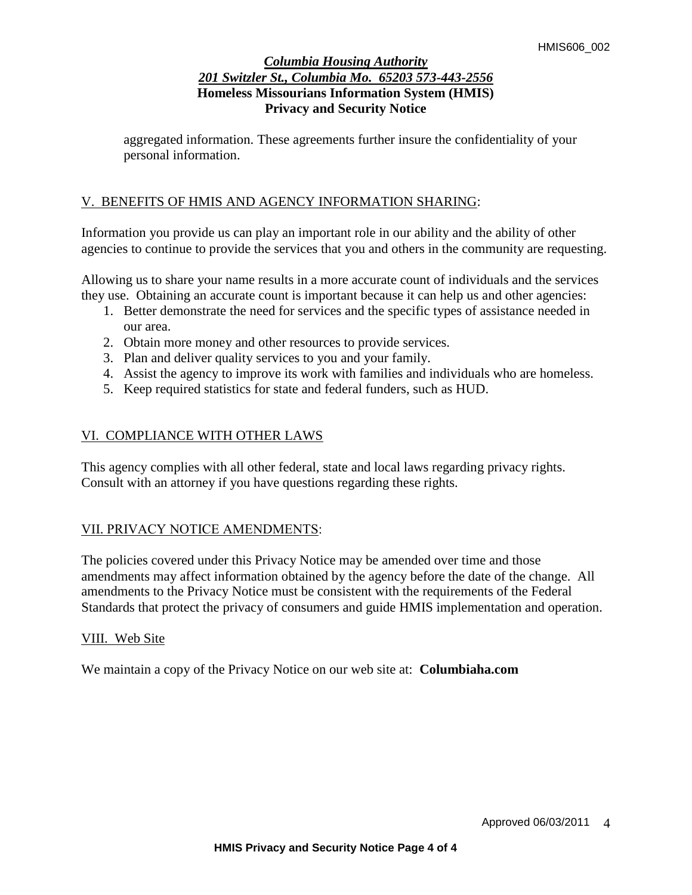aggregated information. These agreements further insure the confidentiality of your personal information.

## V. BENEFITS OF HMIS AND AGENCY INFORMATION SHARING:

Information you provide us can play an important role in our ability and the ability of other agencies to continue to provide the services that you and others in the community are requesting.

Allowing us to share your name results in a more accurate count of individuals and the services they use. Obtaining an accurate count is important because it can help us and other agencies:

1. Better demonstrate the need for services and the specific types of assistance needed in our area.
2. Obtain more money and other resources to provide services.
3. Plan and deliver quality services to you and your family.
4. Assist the agency to improve its work with families and individuals who are homeless.
5. Keep required statistics for state and federal funders, such as HUD.

## VI. COMPLIANCE WITH OTHER LAWS

This agency complies with all other federal, state and local laws regarding privacy rights. Consult with an attorney if you have questions regarding these rights.

## VII. PRIVACY NOTICE AMENDMENTS:

The policies covered under this Privacy Notice may be amended over time and those amendments may affect information obtained by the agency before the date of the change. All amendments to the Privacy Notice must be consistent with the requirements of the Federal Standards that protect the privacy of consumers and guide HMIS implementation and operation.

## VIII. Web Site

We maintain a copy of the Privacy Notice on our web site at: **Columbiaha.com**

Approved 06/03/2011